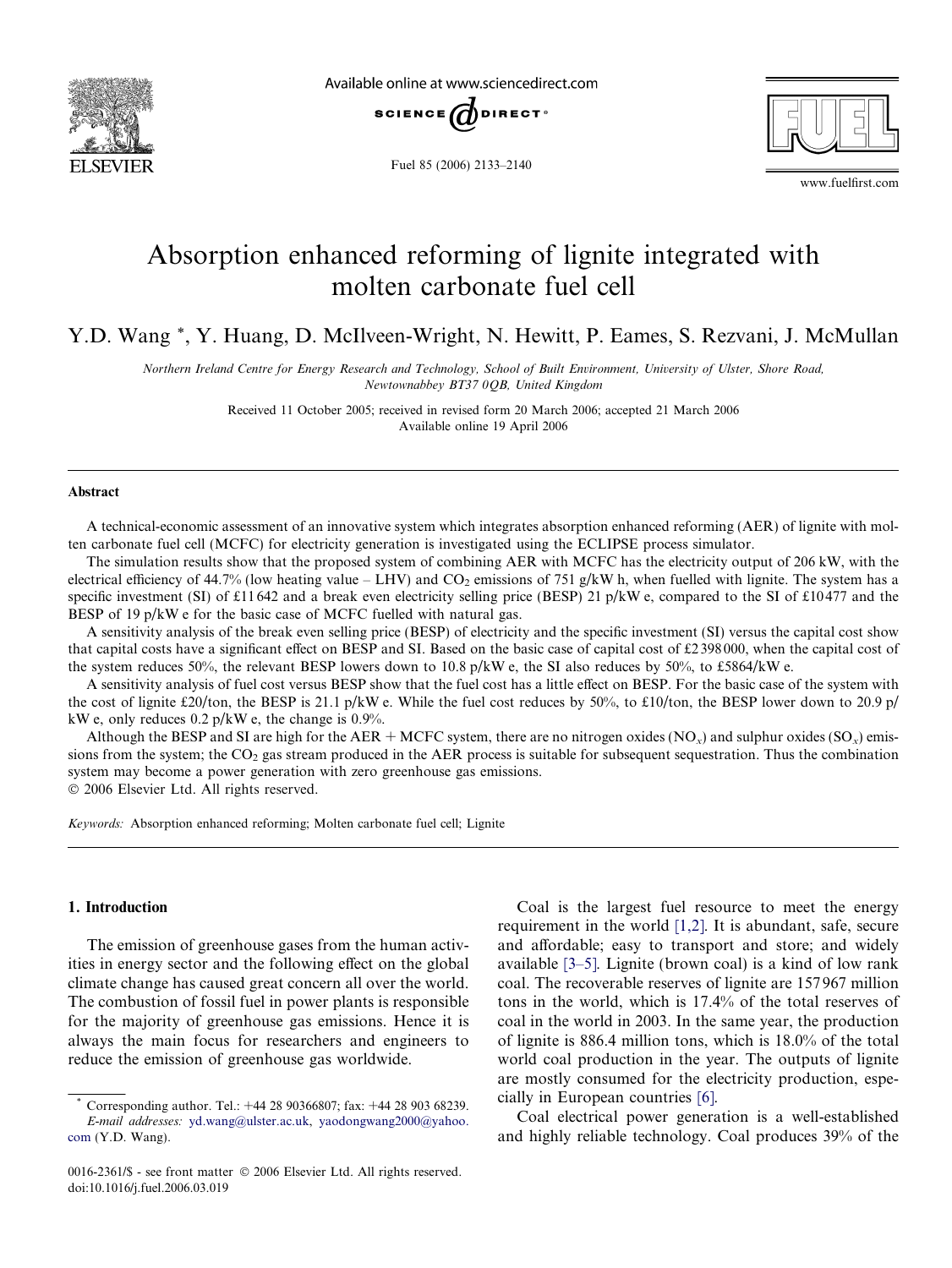# Absorption enhanced reforming of lignite integrated with molten carbonate fuel cell

Y.D. Wang *, Y. Huang, D. McIlveen-Wright, N. Hewitt, P. Eames, S. Rezvani, J. McMullan

*Northern Ireland Centre for Energy Research and Technology, School of Built Environment, University of Ulster, Shore Road, Newtownabbey BT37 0QB, United Kingdom*

Received 11 October 2005; received in revised form 20 March 2006; accepted 21 March 2006
Available online 19 April 2006

## Abstract

A technical-economic assessment of an innovative system which integrates absorption enhanced reforming (AER) of lignite with molten carbonate fuel cell (MCFC) for electricity generation is investigated using the ECLIPSE process simulator.

The simulation results show that the proposed system of combining AER with MCFC has the electricity output of 206 kW, with the electrical efficiency of 44.7% (low heating value – LHV) and $CO_2$ emissions of 751 g/kW h, when fuelled with lignite. The system has a specific investment (SI) of £11642 and a break even electricity selling price (BESP) 21 p/kW e, compared to the SI of £10477 and the BESP of 19 p/kW e for the basic case of MCFC fuelled with natural gas.

A sensitivity analysis of the break even selling price (BESP) of electricity and the specific investment (SI) versus the capital cost show that capital costs have a significant effect on BESP and SI. Based on the basic case of capital cost of £2398000, when the capital cost of the system reduces 50%, the relevant BESP lowers down to 10.8 p/kW e, the SI also reduces by 50%, to £5864/kW e.

A sensitivity analysis of fuel cost versus BESP show that the fuel cost has a little effect on BESP. For the basic case of the system with the cost of lignite £20/ton, the BESP is 21.1 p/kW e. While the fuel cost reduces by 50%, to £10/ton, the BESP lower down to 20.9 p/kW e, only reduces 0.2 p/kW e, the change is 0.9%.

Although the BESP and SI are high for the AER + MCFC system, there are no nitrogen oxides ($NO_x$) and sulphur oxides ($SO_x$) emissions from the system; the $CO_2$ gas stream produced in the AER process is suitable for subsequent sequestration. Thus the combination system may become a power generation with zero greenhouse gas emissions.
© 2006 Elsevier Ltd. All rights reserved.

*Keywords:* Absorption enhanced reforming; Molten carbonate fuel cell; Lignite

## 1. Introduction

The emission of greenhouse gases from the human activities in energy sector and the following effect on the global climate change has caused great concern all over the world. The combustion of fossil fuel in power plants is responsible for the majority of greenhouse gas emissions. Hence it is always the main focus for researchers and engineers to reduce the emission of greenhouse gas worldwide.

Coal is the largest fuel resource to meet the energy requirement in the world [1,2]. It is abundant, safe, secure and affordable; easy to transport and store; and widely available [3–5]. Lignite (brown coal) is a kind of low rank coal. The recoverable reserves of lignite are 157967 million tons in the world, which is 17.4% of the total reserves of coal in the world in 2003. In the same year, the production of lignite is 886.4 million tons, which is 18.0% of the total world coal production in the year. The outputs of lignite are mostly consumed for the electricity production, especially in European countries [6].

Coal electrical power generation is a well-established and highly reliable technology. Coal produces 39% of the

---

* Corresponding author. Tel.: +44 28 90366807; fax: +44 28 903 68239.
*E-mail addresses:* yd.wang@ulster.ac.uk, yaodongwang2000@yahoo.com (Y.D. Wang).

0016-2361/$ - see front matter © 2006 Elsevier Ltd. All rights reserved.
doi:10.1016/j.fuel.2006.03.019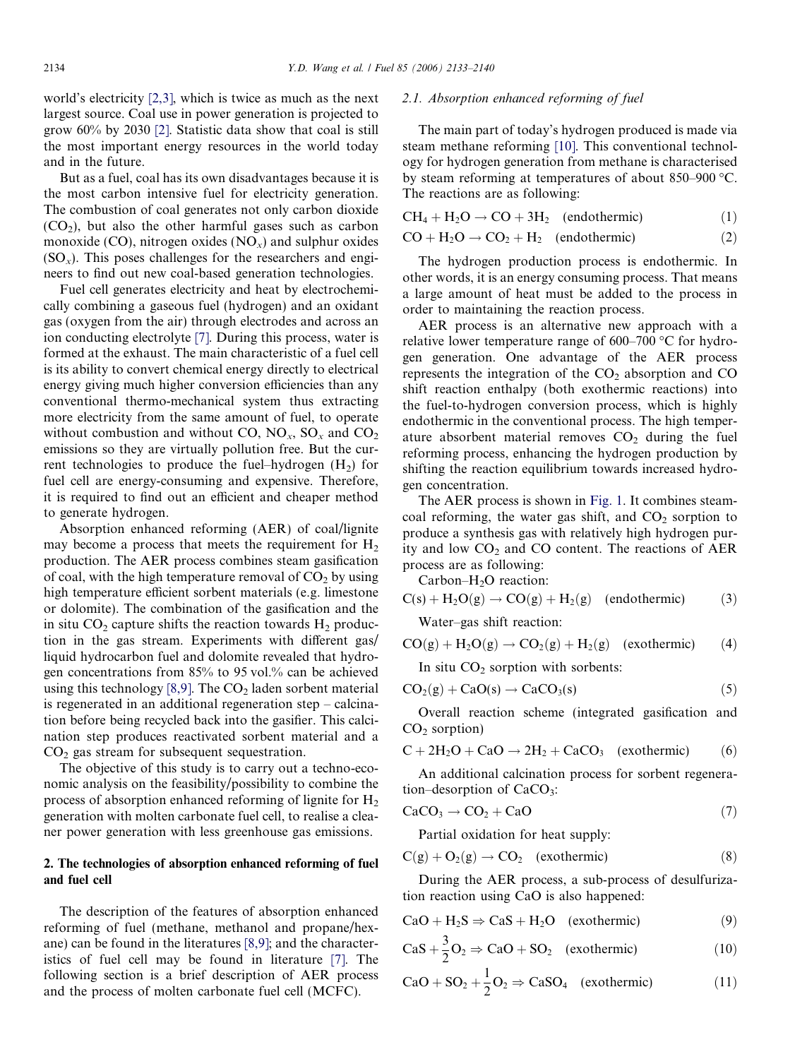world's electricity [2,3], which is twice as much as the next largest source. Coal use in power generation is projected to grow 60% by 2030 [2]. Statistic data show that coal is still the most important energy resources in the world today and in the future.

But as a fuel, coal has its own disadvantages because it is the most carbon intensive fuel for electricity generation. The combustion of coal generates not only carbon dioxide ($CO_2$), but also the other harmful gases such as carbon monoxide (CO), nitrogen oxides ($NO_x$) and sulphur oxides ($SO_x$). This poses challenges for the researchers and engineers to find out new coal-based generation technologies.

Fuel cell generates electricity and heat by electrochemically combining a gaseous fuel (hydrogen) and an oxidant gas (oxygen from the air) through electrodes and across an ion conducting electrolyte [7]. During this process, water is formed at the exhaust. The main characteristic of a fuel cell is its ability to convert chemical energy directly to electrical energy giving much higher conversion efficiencies than any conventional thermo-mechanical system thus extracting more electricity from the same amount of fuel, to operate without combustion and without CO, $NO_x$, $SO_x$ and $CO_2$ emissions so they are virtually pollution free. But the current technologies to produce the fuel–hydrogen ($H_2$) for fuel cell are energy-consuming and expensive. Therefore, it is required to find out an efficient and cheaper method to generate hydrogen.

Absorption enhanced reforming (AER) of coal/lignite may become a process that meets the requirement for $H_2$ production. The AER process combines steam gasification of coal, with the high temperature removal of $CO_2$ by using high temperature efficient sorbent materials (e.g. limestone or dolomite). The combination of the gasification and the in situ $CO_2$ capture shifts the reaction towards $H_2$ production in the gas stream. Experiments with different gas/liquid hydrocarbon fuel and dolomite revealed that hydrogen concentrations from 85% to 95 vol.% can be achieved using this technology [8,9]. The $CO_2$ laden sorbent material is regenerated in an additional regeneration step – calcination before being recycled back into the gasifier. This calcination step produces reactivated sorbent material and a $CO_2$ gas stream for subsequent sequestration.

The objective of this study is to carry out a techno-economic analysis on the feasibility/possibility to combine the process of absorption enhanced reforming of lignite for $H_2$ generation with molten carbonate fuel cell, to realise a cleaner power generation with less greenhouse gas emissions.

## 2. The technologies of absorption enhanced reforming of fuel and fuel cell

The description of the features of absorption enhanced reforming of fuel (methane, methanol and propane/hexane) can be found in the literatures [8,9]; and the characteristics of fuel cell may be found in literature [7]. The following section is a brief description of AER process and the process of molten carbonate fuel cell (MCFC).

### 2.1. Absorption enhanced reforming of fuel

The main part of today's hydrogen produced is made via steam methane reforming [10]. This conventional technology for hydrogen generation from methane is characterised by steam reforming at temperatures of about 850–900 °C. The reactions are as following:

$$CH_4 + H_2O \rightarrow CO + 3H_2 \quad \text{(endothermic)} \tag{1}$$

$$CO + H_2O \rightarrow CO_2 + H_2 \quad \text{(endothermic)} \tag{2}$$

The hydrogen production process is endothermic. In other words, it is an energy consuming process. That means a large amount of heat must be added to the process in order to maintaining the reaction process.

AER process is an alternative new approach with a relative lower temperature range of 600–700 °C for hydrogen generation. One advantage of the AER process represents the integration of the $CO_2$ absorption and CO shift reaction enthalpy (both exothermic reactions) into the fuel-to-hydrogen conversion process, which is highly endothermic in the conventional process. The high temperature absorbent material removes $CO_2$ during the fuel reforming process, enhancing the hydrogen production by shifting the reaction equilibrium towards increased hydrogen concentration.

The AER process is shown in Fig. 1. It combines steam-coal reforming, the water gas shift, and $CO_2$ sorption to produce a synthesis gas with relatively high hydrogen purity and low $CO_2$ and CO content. The reactions of AER process are as following:

Carbon–$H_2O$ reaction:

$$C(s) + H_2O(g) \rightarrow CO(g) + H_2(g) \quad \text{(endothermic)} \tag{3}$$

Water–gas shift reaction:

$$CO(g) + H_2O(g) \rightarrow CO_2(g) + H_2(g) \quad \text{(exothermic)} \tag{4}$$

In situ $CO_2$ sorption with sorbents:

$$CO_2(g) + CaO(s) \rightarrow CaCO_3(s) \tag{5}$$

Overall reaction scheme (integrated gasification and $CO_2$ sorption)

$$C + 2H_2O + CaO \rightarrow 2H_2 + CaCO_3 \quad \text{(exothermic)} \tag{6}$$

An additional calcination process for sorbent regeneration–desorption of $CaCO_3$:

$$CaCO_3 \rightarrow CO_2 + CaO \tag{7}$$

Partial oxidation for heat supply:

$$C(g) + O_2(g) \rightarrow CO_2 \quad \text{(exothermic)} \tag{8}$$

During the AER process, a sub-process of desulfurization reaction using CaO is also happened:

$$CaO + H_2S \Rightarrow CaS + H_2O \quad \text{(exothermic)} \tag{9}$$

$$CaS + \frac{3}{2}O_2 \Rightarrow CaO + SO_2 \quad \text{(exothermic)} \tag{10}$$

$$CaO + SO_2 + \frac{1}{2}O_2 \Rightarrow CaSO_4 \quad \text{(exothermic)} \tag{11}$$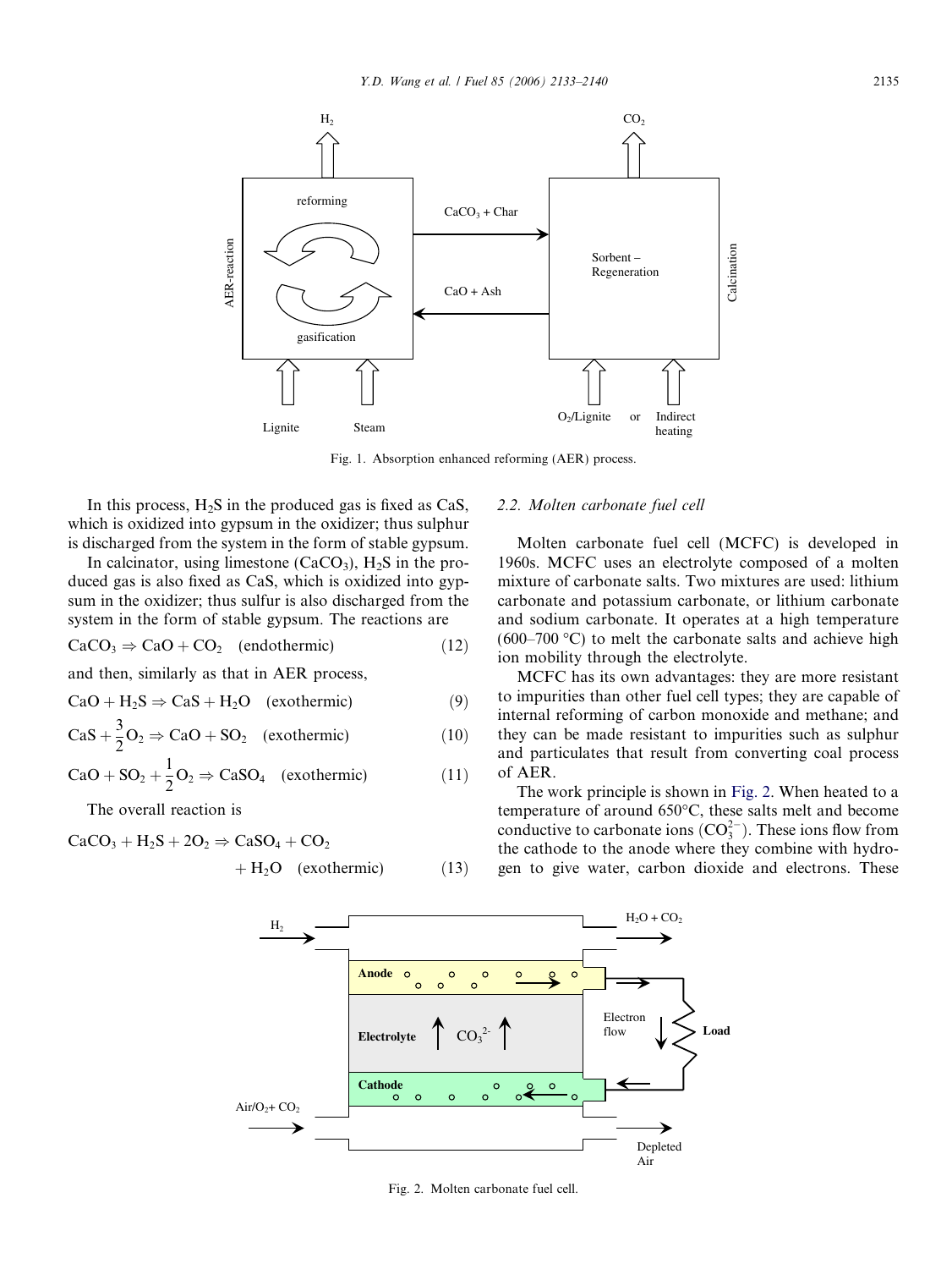Fig. 1. Absorption enhanced reforming (AER) process.

In this process, $H_2S$ in the produced gas is fixed as CaS, which is oxidized into gypsum in the oxidizer; thus sulphur is discharged from the system in the form of stable gypsum.

In calcinator, using limestone ($CaCO_3$), $H_2S$ in the produced gas is also fixed as CaS, which is oxidized into gypsum in the oxidizer; thus sulfur is also discharged from the system in the form of stable gypsum. The reactions are

$$CaCO_3 \Rightarrow CaO + CO_2 \quad \text{(endothermic)} \tag{12}$$

and then, similarly as that in AER process,

$$CaO + H_2S \Rightarrow CaS + H_2O \quad \text{(exothermic)} \tag{9}$$

$$CaS + \frac{3}{2}O_2 \Rightarrow CaO + SO_2 \quad \text{(exothermic)} \tag{10}$$

$$CaO + SO_2 + \frac{1}{2}O_2 \Rightarrow CaSO_4 \quad \text{(exothermic)} \tag{11}$$

The overall reaction is

$$CaCO_3 + H_2S + 2O_2 \Rightarrow CaSO_4 + CO_2 + H_2O \quad \text{(exothermic)} \tag{13}$$

### 2.2. Molten carbonate fuel cell

Molten carbonate fuel cell (MCFC) is developed in 1960s. MCFC uses an electrolyte composed of a molten mixture of carbonate salts. Two mixtures are used: lithium carbonate and potassium carbonate, or lithium carbonate and sodium carbonate. It operates at a high temperature (600–700 °C) to melt the carbonate salts and achieve high ion mobility through the electrolyte.

MCFC has its own advantages: they are more resistant to impurities than other fuel cell types; they are capable of internal reforming of carbon monoxide and methane; and they can be made resistant to impurities such as sulphur and particulates that result from converting coal process of AER.

The work principle is shown in Fig. 2. When heated to a temperature of around 650°C, these salts melt and become conductive to carbonate ions ($CO_3^{2-}$). These ions flow from the cathode to the anode where they combine with hydrogen to give water, carbon dioxide and electrons. These

Fig. 2. Molten carbonate fuel cell.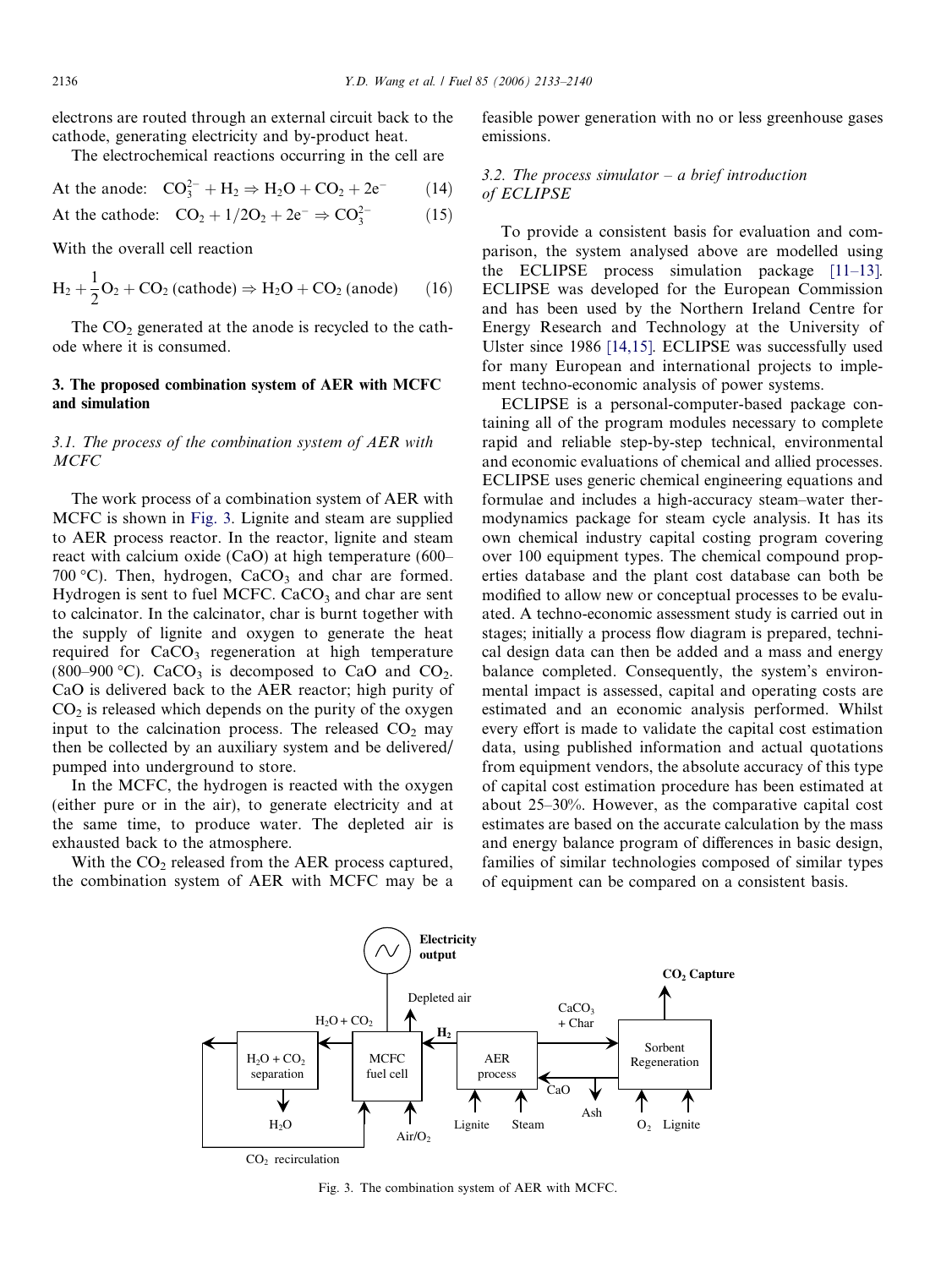electrons are routed through an external circuit back to the cathode, generating electricity and by-product heat.

The electrochemical reactions occurring in the cell are

$$\text{At the anode:}\quad CO_3^{2-} + H_2 \Rightarrow H_2O + CO_2 + 2e^- \tag{14}$$

$$\text{At the cathode:}\quad CO_2 + 1/2O_2 + 2e^- \Rightarrow CO_3^{2-} \tag{15}$$

With the overall cell reaction

$$H_2 + \frac{1}{2}O_2 + CO_2\,(\text{cathode}) \Rightarrow H_2O + CO_2\,(\text{anode}) \tag{16}$$

The $CO_2$ generated at the anode is recycled to the cathode where it is consumed.

## 3. The proposed combination system of AER with MCFC and simulation

### *3.1. The process of the combination system of AER with MCFC*

The work process of a combination system of AER with MCFC is shown in Fig. 3. Lignite and steam are supplied to AER process reactor. In the reactor, lignite and steam react with calcium oxide (CaO) at high temperature (600–700 °C). Then, hydrogen, $CaCO_3$ and char are formed. Hydrogen is sent to fuel MCFC. $CaCO_3$ and char are sent to calcinator. In the calcinator, char is burnt together with the supply of lignite and oxygen to generate the heat required for $CaCO_3$ regeneration at high temperature (800–900 °C). $CaCO_3$ is decomposed to CaO and $CO_2$. CaO is delivered back to the AER reactor; high purity of $CO_2$ is released which depends on the purity of the oxygen input to the calcination process. The released $CO_2$ may then be collected by an auxiliary system and be delivered/pumped into underground to store.

In the MCFC, the hydrogen is reacted with the oxygen (either pure or in the air), to generate electricity and at the same time, to produce water. The depleted air is exhausted back to the atmosphere.

With the $CO_2$ released from the AER process captured, the combination system of AER with MCFC may be a feasible power generation with no or less greenhouse gases emissions.

### *3.2. The process simulator – a brief introduction of ECLIPSE*

To provide a consistent basis for evaluation and comparison, the system analysed above are modelled using the ECLIPSE process simulation package [11–13]. ECLIPSE was developed for the European Commission and has been used by the Northern Ireland Centre for Energy Research and Technology at the University of Ulster since 1986 [14,15]. ECLIPSE was successfully used for many European and international projects to implement techno-economic analysis of power systems.

ECLIPSE is a personal-computer-based package containing all of the program modules necessary to complete rapid and reliable step-by-step technical, environmental and economic evaluations of chemical and allied processes. ECLIPSE uses generic chemical engineering equations and formulae and includes a high-accuracy steam–water thermodynamics package for steam cycle analysis. It has its own chemical industry capital costing program covering over 100 equipment types. The chemical compound properties database and the plant cost database can both be modified to allow new or conceptual processes to be evaluated. A techno-economic assessment study is carried out in stages; initially a process flow diagram is prepared, technical design data can then be added and a mass and energy balance completed. Consequently, the system's environmental impact is assessed, capital and operating costs are estimated and an economic analysis performed. Whilst every effort is made to validate the capital cost estimation data, using published information and actual quotations from equipment vendors, the absolute accuracy of this type of capital cost estimation procedure has been estimated at about 25–30%. However, as the comparative capital cost estimates are based on the accurate calculation by the mass and energy balance program of differences in basic design, families of similar technologies composed of similar types of equipment can be compared on a consistent basis.

Electricity output

$CO_2$ Capture

Depleted air

$H_2O + CO_2$

$H_2$

$CaCO_3$ + Char

$H_2O + CO_2$ separation

MCFC fuel cell

AER process

Sorbent Regeneration

CaO

Ash

$H_2O$

Air/$O_2$

Lignite

Steam

$O_2$

Lignite

$CO_2$ recirculation

Fig. 3. The combination system of AER with MCFC.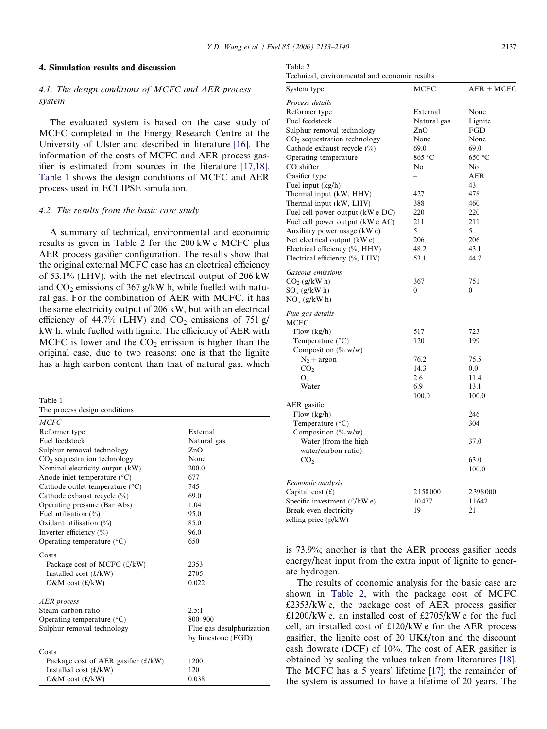## 4. Simulation results and discussion

### 4.1. The design conditions of MCFC and AER process system

The evaluated system is based on the case study of MCFC completed in the Energy Research Centre at the University of Ulster and described in literature [16]. The information of the costs of MCFC and AER process gasifier is estimated from sources in the literature [17,18]. Table 1 shows the design conditions of MCFC and AER process used in ECLIPSE simulation.

### 4.2. The results from the basic case study

A summary of technical, environmental and economic results is given in Table 2 for the 200 kW e MCFC plus AER process gasifier configuration. The results show that the original external MCFC case has an electrical efficiency of 53.1% (LHV), with the net electrical output of 206 kW and $CO_2$ emissions of 367 g/kW h, while fuelled with natural gas. For the combination of AER with MCFC, it has the same electricity output of 206 kW, but with an electrical efficiency of 44.7% (LHV) and $CO_2$ emissions of 751 g/kW h, while fuelled with lignite. The efficiency of AER with MCFC is lower and the $CO_2$ emission is higher than the original case, due to two reasons: one is that the lignite has a high carbon content than that of natural gas, which is 73.9%; another is that the AER process gasifier needs energy/heat input from the extra input of lignite to generate hydrogen.

Table 1
The process design conditions

| | |
|---|---|
| *MCFC* | |
| Reformer type | External |
| Fuel feedstock | Natural gas |
| Sulphur removal technology | ZnO |
| $CO_2$ sequestration technology | None |
| Nominal electricity output (kW) | 200.0 |
| Anode inlet temperature (°C) | 677 |
| Cathode outlet temperature (°C) | 745 |
| Cathode exhaust recycle (%) | 69.0 |
| Operating pressure (Bar Abs) | 1.04 |
| Fuel utilisation (%) | 95.0 |
| Oxidant utilisation (%) | 85.0 |
| Inverter efficiency (%) | 96.0 |
| Operating temperature (°C) | 650 |
| Costs | |
| Package cost of MCFC (£/kW) | 2353 |
| Installed cost (£/kW) | 2705 |
| O&M cost (£/kW) | 0.022 |
| *AER process* | |
| Steam carbon ratio | 2.5:1 |
| Operating temperature (°C) | 800–900 |
| Sulphur removal technology | Flue gas desulphurization by limestone (FGD) |
| Costs | |
| Package cost of AER gasifier (£/kW) | 1200 |
| Installed cost (£/kW) | 120 |
| O&M cost (£/kW) | 0.038 |

Table 2
Technical, environmental and economic results

| System type | MCFC | AER + MCFC |
|---|---|---|
| *Process details* | | |
| Reformer type | External | None |
| Fuel feedstock | Natural gas | Lignite |
| Sulphur removal technology | ZnO | FGD |
| $CO_2$ sequestration technology | None | None |
| Cathode exhaust recycle (%) | 69.0 | 69.0 |
| Operating temperature | 865 °C | 650 °C |
| CO shifter | No | No |
| Gasifier type | – | AER |
| Fuel input (kg/h) | – | 43 |
| Thermal input (kW, HHV) | 427 | 478 |
| Thermal input (kW, LHV) | 388 | 460 |
| Fuel cell power output (kW e DC) | 220 | 220 |
| Fuel cell power output (kW e AC) | 211 | 211 |
| Auxiliary power usage (kW e) | 5 | 5 |
| Net electrical output (kW e) | 206 | 206 |
| Electrical efficiency (%, HHV) | 48.2 | 43.1 |
| Electrical efficiency (%, LHV) | 53.1 | 44.7 |
| *Gaseous emissions* | | |
| $CO_2$ (g/kW h) | 367 | 751 |
| $SO_x$ (g/kW h) | 0 | 0 |
| $NO_x$ (g/kW h) | – | – |
| *Flue gas details* | | |
| MCFC | | |
| Flow (kg/h) | 517 | 723 |
| Temperature (°C) | 120 | 199 |
| Composition (% w/w) | | |
| $N_2$ + argon | 76.2 | 75.5 |
| $CO_2$ | 14.3 | 0.0 |
| $O_2$ | 2.6 | 11.4 |
| Water | 6.9 | 13.1 |
| | 100.0 | 100.0 |
| AER gasifier | | |
| Flow (kg/h) | | 246 |
| Temperature (°C) | | 304 |
| Composition (% w/w) | | |
| Water (from the high water/carbon ratio) | | 37.0 |
| $CO_2$ | | 63.0 |
| | | 100.0 |
| *Economic analysis* | | |
| Capital cost (£) | 2158000 | 2398000 |
| Specific investment (£/kW e) | 10477 | 11642 |
| Break even electricity selling price (p/kW) | 19 | 21 |

The results of economic analysis for the basic case are shown in Table 2, with the package cost of MCFC £2353/kW e, the package cost of AER process gasifier £1200/kW e, an installed cost of £2705/kW e for the fuel cell, an installed cost of £120/kW e for the AER process gasifier, the lignite cost of 20 UK£/ton and the discount cash flowrate (DCF) of 10%. The cost of AER gasifier is obtained by scaling the values taken from literatures [18]. The MCFC has a 5 years' lifetime [17]; the remainder of the system is assumed to have a lifetime of 20 years. The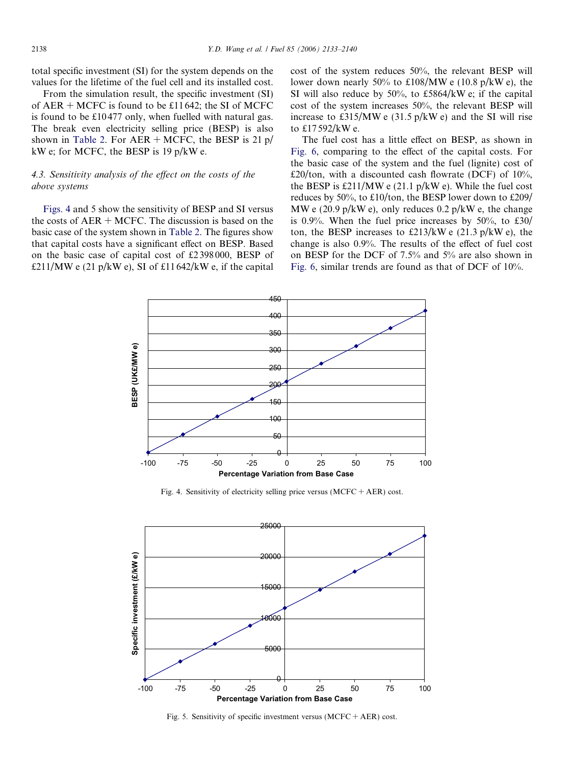total specific investment (SI) for the system depends on the values for the lifetime of the fuel cell and its installed cost.

From the simulation result, the specific investment (SI) of AER + MCFC is found to be £11 642; the SI of MCFC is found to be £10 477 only, when fuelled with natural gas. The break even electricity selling price (BESP) is also shown in Table 2. For AER + MCFC, the BESP is 21 p/kW e; for MCFC, the BESP is 19 p/kW e.

### 4.3. Sensitivity analysis of the effect on the costs of the above systems

Figs. 4 and 5 show the sensitivity of BESP and SI versus the costs of AER + MCFC. The discussion is based on the basic case of the system shown in Table 2. The figures show that capital costs have a significant effect on BESP. Based on the basic case of capital cost of £2 398 000, BESP of £211/MW e (21 p/kW e), SI of £11 642/kW e, if the capital cost of the system reduces 50%, the relevant BESP will lower down nearly 50% to £108/MW e (10.8 p/kW e), the SI will also reduce by 50%, to £5864/kW e; if the capital cost of the system increases 50%, the relevant BESP will increase to £315/MW e (31.5 p/kW e) and the SI will rise to £17 592/kW e.

The fuel cost has a little effect on BESP, as shown in Fig. 6, comparing to the effect of the capital costs. For the basic case of the system and the fuel (lignite) cost of £20/ton, with a discounted cash flowrate (DCF) of 10%, the BESP is £211/MW e (21.1 p/kW e). While the fuel cost reduces by 50%, to £10/ton, the BESP lower down to £209/MW e (20.9 p/kW e), only reduces 0.2 p/kW e, the change is 0.9%. When the fuel price increases by 50%, to £30/ton, the BESP increases to £213/kW e (21.3 p/kW e), the change is also 0.9%. The results of the effect of fuel cost on BESP for the DCF of 7.5% and 5% are also shown in Fig. 6, similar trends are found as that of DCF of 10%.

Fig. 4. Sensitivity of electricity selling price versus (MCFC + AER) cost.

Fig. 5. Sensitivity of specific investment versus (MCFC + AER) cost.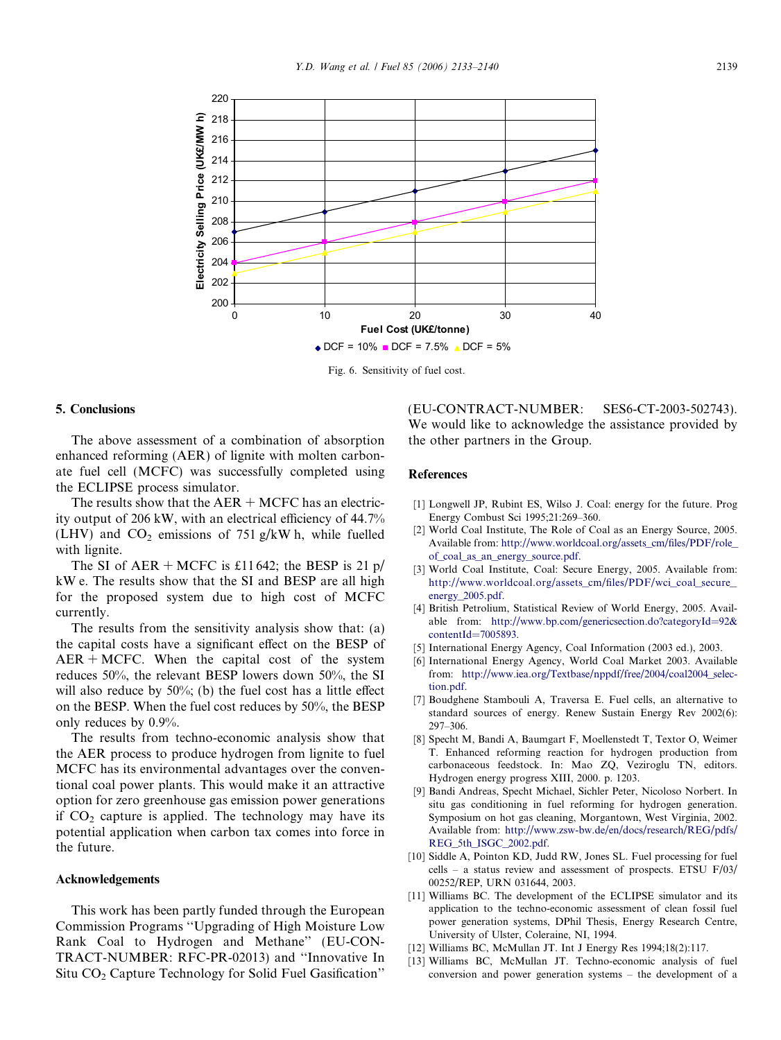Fig. 6. Sensitivity of fuel cost.

## 5. Conclusions

The above assessment of a combination of absorption enhanced reforming (AER) of lignite with molten carbonate fuel cell (MCFC) was successfully completed using the ECLIPSE process simulator.

The results show that the AER + MCFC has an electricity output of 206 kW, with an electrical efficiency of 44.7% (LHV) and $CO_2$ emissions of 751 g/kW h, while fuelled with lignite.

The SI of AER + MCFC is £11 642; the BESP is 21 p/kW e. The results show that the SI and BESP are all high for the proposed system due to high cost of MCFC currently.

The results from the sensitivity analysis show that: (a) the capital costs have a significant effect on the BESP of AER + MCFC. When the capital cost of the system reduces 50%, the relevant BESP lowers down 50%, the SI will also reduce by 50%; (b) the fuel cost has a little effect on the BESP. When the fuel cost reduces by 50%, the BESP only reduces by 0.9%.

The results from techno-economic analysis show that the AER process to produce hydrogen from lignite to fuel MCFC has its environmental advantages over the conventional coal power plants. This would make it an attractive option for zero greenhouse gas emission power generations if $CO_2$ capture is applied. The technology may have its potential application when carbon tax comes into force in the future.

## Acknowledgements

This work has been partly funded through the European Commission Programs "Upgrading of High Moisture Low Rank Coal to Hydrogen and Methane" (EU-CONTRACT-NUMBER: RFC-PR-02013) and "Innovative In Situ $CO_2$ Capture Technology for Solid Fuel Gasification" (EU-CONTRACT-NUMBER: SES6-CT-2003-502743). We would like to acknowledge the assistance provided by the other partners in the Group.

## References

[1] Longwell JP, Rubint ES, Wilso J. Coal: energy for the future. Prog Energy Combust Sci 1995;21:269–360.

[2] World Coal Institute, The Role of Coal as an Energy Source, 2005. Available from: http://www.worldcoal.org/assets_cm/files/PDF/role_of_coal_as_an_energy_source.pdf.

[3] World Coal Institute, Coal: Secure Energy, 2005. Available from: http://www.worldcoal.org/assets_cm/files/PDF/wci_coal_secure_energy_2005.pdf.

[4] British Petrolium, Statistical Review of World Energy, 2005. Available from: http://www.bp.com/genericsection.do?categoryId=92&contentId=7005893.

[5] International Energy Agency, Coal Information (2003 ed.), 2003.

[6] International Energy Agency, World Coal Market 2003. Available from: http://www.iea.org/Textbase/nppdf/free/2004/coal2004_selection.pdf.

[7] Boudghene Stambouli A, Traversa E. Fuel cells, an alternative to standard sources of energy. Renew Sustain Energy Rev 2002(6):297–306.

[8] Specht M, Bandi A, Baumgart F, Moellenstedt T, Textor O, Weimer T. Enhanced reforming reaction for hydrogen production from carbonaceous feedstock. In: Mao ZQ, Veziroglu TN, editors. Hydrogen energy progress XIII, 2000. p. 1203.

[9] Bandi Andreas, Specht Michael, Sichler Peter, Nicoloso Norbert. In situ gas conditioning in fuel reforming for hydrogen generation. Symposium on hot gas cleaning, Morgantown, West Virginia, 2002. Available from: http://www.zsw-bw.de/en/docs/research/REG/pdfs/REG_5th_ISGC_2002.pdf.

[10] Siddle A, Pointon KD, Judd RW, Jones SL. Fuel processing for fuel cells – a status review and assessment of prospects. ETSU F/03/00252/REP, URN 031644, 2003.

[11] Williams BC. The development of the ECLIPSE simulator and its application to the techno-economic assessment of clean fossil fuel power generation systems, DPhil Thesis, Energy Research Centre, University of Ulster, Coleraine, NI, 1994.

[12] Williams BC, McMullan JT. Int J Energy Res 1994;18(2):117.

[13] Williams BC, McMullan JT. Techno-economic analysis of fuel conversion and power generation systems – the development of a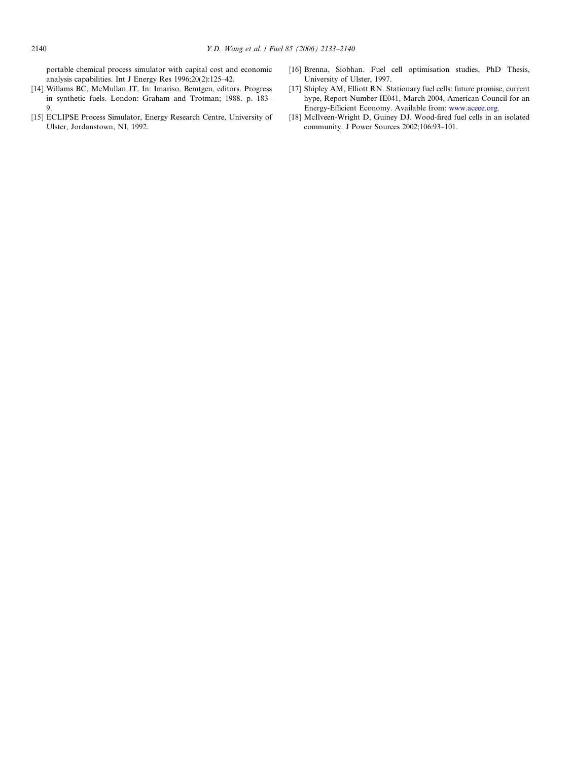portable chemical process simulator with capital cost and economic analysis capabilities. Int J Energy Res 1996;20(2):125–42.

[14] Willams BC, McMullan JT. In: Imariso, Bemtgen, editors. Progress in synthetic fuels. London: Graham and Trotman; 1988. p. 183–9.

[15] ECLIPSE Process Simulator, Energy Research Centre, University of Ulster, Jordanstown, NI, 1992.

[16] Brenna, Siobhan. Fuel cell optimisation studies, PhD Thesis, University of Ulster, 1997.

[17] Shipley AM, Elliott RN. Stationary fuel cells: future promise, current hype, Report Number IE041, March 2004, American Council for an Energy-Efficient Economy. Available from: www.aceee.org.

[18] McIlveen-Wright D, Guiney DJ. Wood-fired fuel cells in an isolated community. J Power Sources 2002;106:93–101.